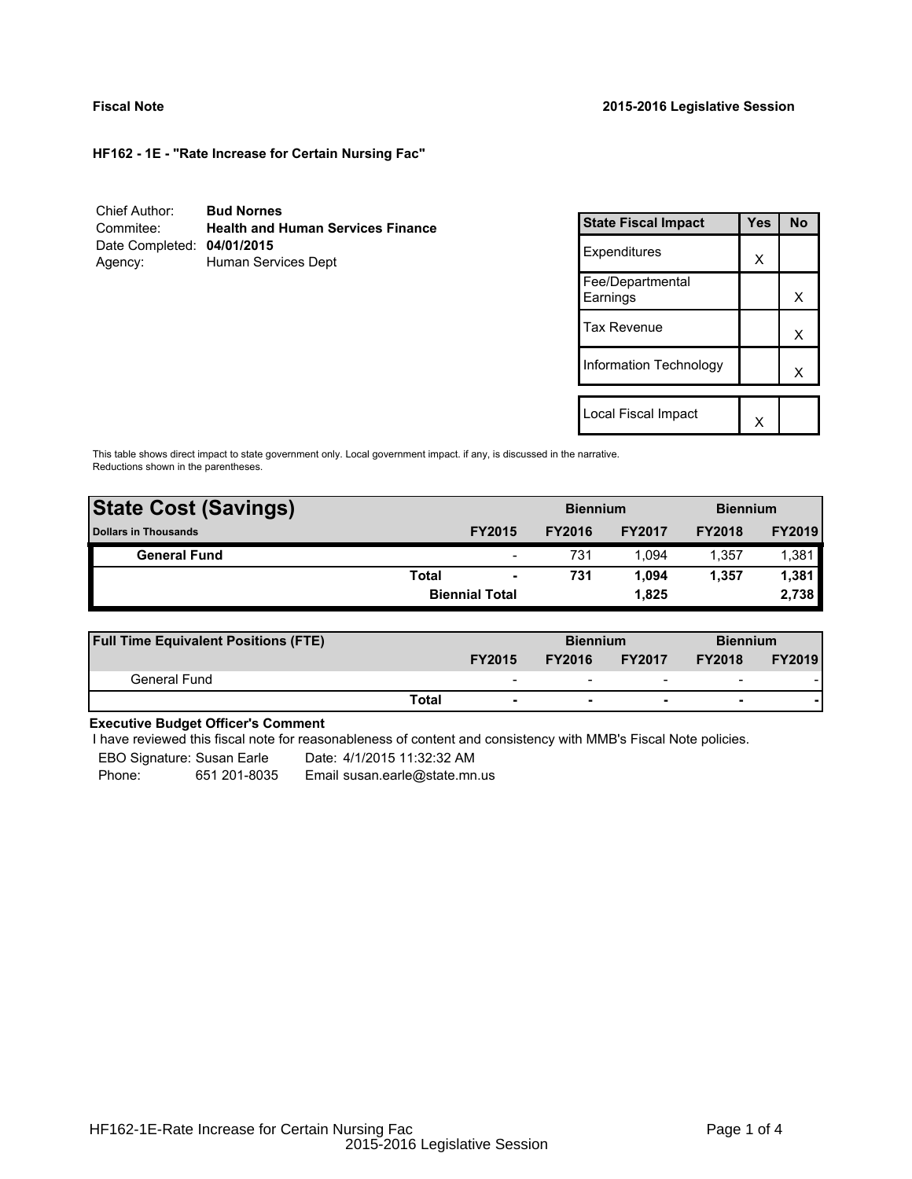**Fiscal Note** **2015-2016 Legislative Session**

**HF162 - 1E - "Rate Increase for Certain Nursing Fac"**

| | |
|---|---|
| Chief Author: | **Bud Nornes** |
| Commitee: | **Health and Human Services Finance** |
| Date Completed: | **04/01/2015** |
| Agency: | Human Services Dept |

| State Fiscal Impact | Yes | No |
|---|---|---|
| Expenditures | X | |
| Fee/Departmental Earnings | | X |
| Tax Revenue | | X |
| Information Technology | | X |
| Local Fiscal Impact | X | |

This table shows direct impact to state government only. Local government impact. if any, is discussed in the narrative. Reductions shown in the parentheses.

| **State Cost (Savings)** | | Biennium | | Biennium | |
|---|---|---|---|---|---|
| **Dollars in Thousands** | **FY2015** | **FY2016** | **FY2017** | **FY2018** | **FY2019** |
| **General Fund** | - | 731 | 1,094 | 1,357 | 1,381 |
| **Total** | **-** | **731** | **1,094** | **1,357** | **1,381** |
| **Biennial Total** | | | **1,825** | | **2,738** |

| **Full Time Equivalent Positions (FTE)** | | Biennium | | Biennium | |
|---|---|---|---|---|---|
| | **FY2015** | **FY2016** | **FY2017** | **FY2018** | **FY2019** |
| General Fund | - | - | - | - | - |
| **Total** | **-** | **-** | **-** | **-** | **-** |

**Executive Budget Officer's Comment**

I have reviewed this fiscal note for reasonableness of content and consistency with MMB's Fiscal Note policies.

EBO Signature: Susan Earle    Date: 4/1/2015 11:32:32 AM

Phone: 651 201-8035    Email susan.earle@state.mn.us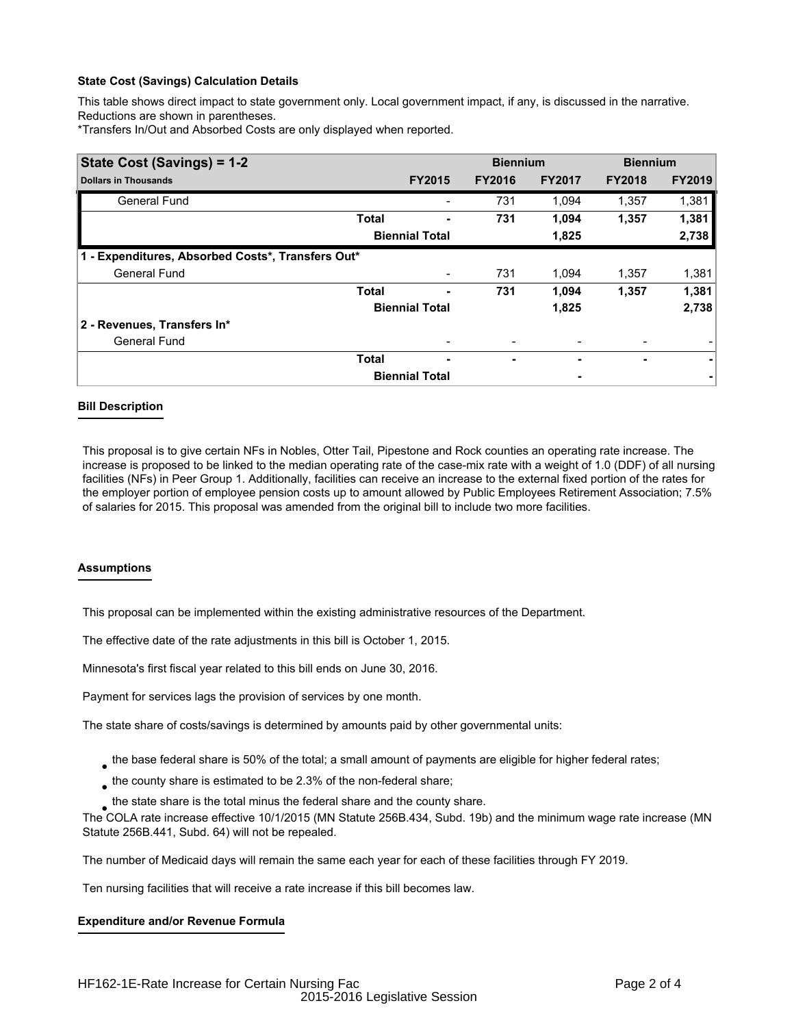**State Cost (Savings) Calculation Details**

This table shows direct impact to state government only. Local government impact, if any, is discussed in the narrative. Reductions are shown in parentheses.

*Transfers In/Out and Absorbed Costs are only displayed when reported.

| State Cost (Savings) = 1-2 | | Biennium | | Biennium | |
|---|---|---|---|---|---|
| **Dollars in Thousands** | **FY2015** | **FY2016** | **FY2017** | **FY2018** | **FY2019** |
| General Fund | - | 731 | 1,094 | 1,357 | 1,381 |
| **Total** | **-** | **731** | **1,094** | **1,357** | **1,381** |
| **Biennial Total** | | | **1,825** | | **2,738** |
| **1 - Expenditures, Absorbed Costs*, Transfers Out*** | | | | | |
| General Fund | - | 731 | 1,094 | 1,357 | 1,381 |
| **Total** | **-** | **731** | **1,094** | **1,357** | **1,381** |
| **Biennial Total** | | | **1,825** | | **2,738** |
| **2 - Revenues, Transfers In*** | | | | | |
| General Fund | - | - | - | - | - |
| **Total** | **-** | **-** | **-** | **-** | **-** |
| **Biennial Total** | | | **-** | | **-** |

**Bill Description**

This proposal is to give certain NFs in Nobles, Otter Tail, Pipestone and Rock counties an operating rate increase. The increase is proposed to be linked to the median operating rate of the case-mix rate with a weight of 1.0 (DDF) of all nursing facilities (NFs) in Peer Group 1. Additionally, facilities can receive an increase to the external fixed portion of the rates for the employer portion of employee pension costs up to amount allowed by Public Employees Retirement Association; 7.5% of salaries for 2015. This proposal was amended from the original bill to include two more facilities.

**Assumptions**

This proposal can be implemented within the existing administrative resources of the Department.

The effective date of the rate adjustments in this bill is October 1, 2015.

Minnesota's first fiscal year related to this bill ends on June 30, 2016.

Payment for services lags the provision of services by one month.

The state share of costs/savings is determined by amounts paid by other governmental units:

- the base federal share is 50% of the total; a small amount of payments are eligible for higher federal rates;
- the county share is estimated to be 2.3% of the non-federal share;
- the state share is the total minus the federal share and the county share.

The COLA rate increase effective 10/1/2015 (MN Statute 256B.434, Subd. 19b) and the minimum wage rate increase (MN Statute 256B.441, Subd. 64) will not be repealed.

The number of Medicaid days will remain the same each year for each of these facilities through FY 2019.

Ten nursing facilities that will receive a rate increase if this bill becomes law.

**Expenditure and/or Revenue Formula**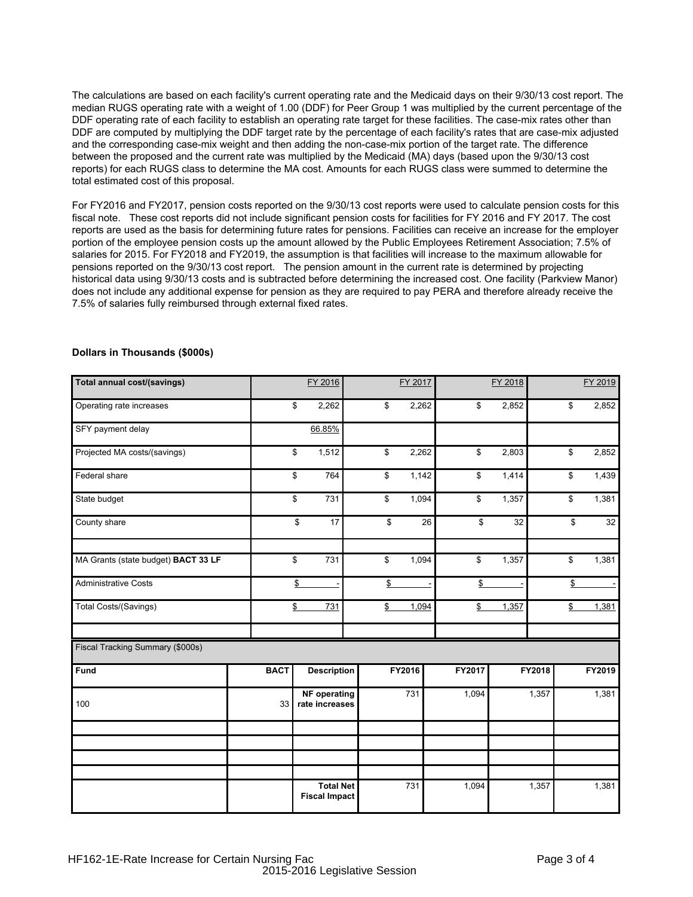The calculations are based on each facility's current operating rate and the Medicaid days on their 9/30/13 cost report. The median RUGS operating rate with a weight of 1.00 (DDF) for Peer Group 1 was multiplied by the current percentage of the DDF operating rate of each facility to establish an operating rate target for these facilities. The case-mix rates other than DDF are computed by multiplying the DDF target rate by the percentage of each facility's rates that are case-mix adjusted and the corresponding case-mix weight and then adding the non-case-mix portion of the target rate. The difference between the proposed and the current rate was multiplied by the Medicaid (MA) days (based upon the 9/30/13 cost reports) for each RUGS class to determine the MA cost. Amounts for each RUGS class were summed to determine the total estimated cost of this proposal.

For FY2016 and FY2017, pension costs reported on the 9/30/13 cost reports were used to calculate pension costs for this fiscal note. These cost reports did not include significant pension costs for facilities for FY 2016 and FY 2017. The cost reports are used as the basis for determining future rates for pensions. Facilities can receive an increase for the employer portion of the employee pension costs up the amount allowed by the Public Employees Retirement Association; 7.5% of salaries for 2015. For FY2018 and FY2019, the assumption is that facilities will increase to the maximum allowable for pensions reported on the 9/30/13 cost report. The pension amount in the current rate is determined by projecting historical data using 9/30/13 costs and is subtracted before determining the increased cost. One facility (Parkview Manor) does not include any additional expense for pension as they are required to pay PERA and therefore already receive the 7.5% of salaries fully reimbursed through external fixed rates.

**Dollars in Thousands ($000s)**

| Total annual cost/(savings) | FY 2016 | FY 2017 | FY 2018 | FY 2019 |
|---|---|---|---|---|
| Operating rate increases | $ 2,262 | $ 2,262 | $ 2,852 | $ 2,852 |
| SFY payment delay | 66.85% | | | |
| Projected MA costs/(savings) | $ 1,512 | $ 2,262 | $ 2,803 | $ 2,852 |
| Federal share | $ 764 | $ 1,142 | $ 1,414 | $ 1,439 |
| State budget | $ 731 | $ 1,094 | $ 1,357 | $ 1,381 |
| County share | $ 17 | $ 26 | $ 32 | $ 32 |
| | | | | |
| MA Grants (state budget) **BACT 33 LF** | $ 731 | $ 1,094 | $ 1,357 | $ 1,381 |
| Administrative Costs | $ - | $ - | $ - | $ - |
| Total Costs/(Savings) | $ 731 | $ 1,094 | $ 1,357 | $ 1,381 |

Fiscal Tracking Summary ($000s)

| Fund | BACT | Description | FY2016 | FY2017 | FY2018 | FY2019 |
|---|---|---|---|---|---|---|
| 100 | 33 | NF operating rate increases | 731 | 1,094 | 1,357 | 1,381 |
| | | | | | | |
| | | | | | | |
| | | | | | | |
| | | | | | | |
| | | Total Net Fiscal Impact | 731 | 1,094 | 1,357 | 1,381 |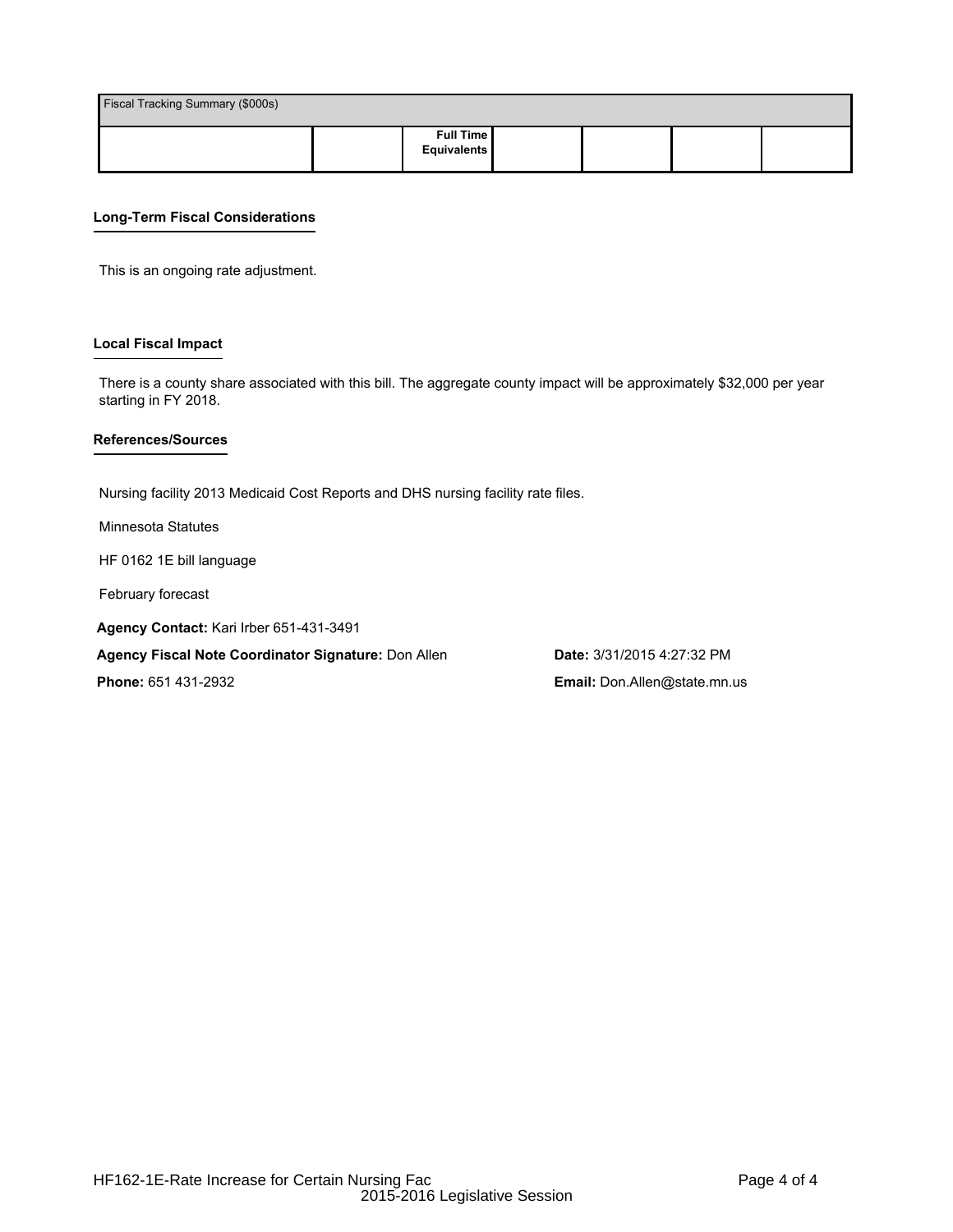| Fiscal Tracking Summary ($000s) | | | | | | |
|---|---|---|---|---|---|---|
| | | Full Time Equivalents | | | | |

## Long-Term Fiscal Considerations

This is an ongoing rate adjustment.

## Local Fiscal Impact

There is a county share associated with this bill. The aggregate county impact will be approximately $32,000 per year starting in FY 2018.

## References/Sources

Nursing facility 2013 Medicaid Cost Reports and DHS nursing facility rate files.

Minnesota Statutes

HF 0162 1E bill language

February forecast

**Agency Contact:** Kari Irber 651-431-3491

**Agency Fiscal Note Coordinator Signature:** Don Allen

**Date:** 3/31/2015 4:27:32 PM

**Phone:** 651 431-2932

**Email:** Don.Allen@state.mn.us